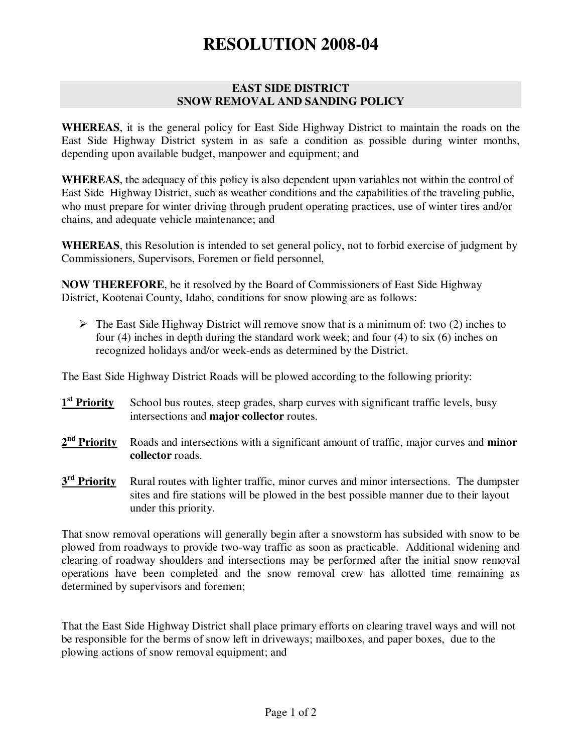# RESOLUTION 2008-04

## EAST SIDE DISTRICT
## SNOW REMOVAL AND SANDING POLICY

**WHEREAS**, it is the general policy for East Side Highway District to maintain the roads on the East Side Highway District system in as safe a condition as possible during winter months, depending upon available budget, manpower and equipment; and

**WHEREAS**, the adequacy of this policy is also dependent upon variables not within the control of East Side Highway District, such as weather conditions and the capabilities of the traveling public, who must prepare for winter driving through prudent operating practices, use of winter tires and/or chains, and adequate vehicle maintenance; and

**WHEREAS**, this Resolution is intended to set general policy, not to forbid exercise of judgment by Commissioners, Supervisors, Foremen or field personnel,

**NOW THEREFORE**, be it resolved by the Board of Commissioners of East Side Highway District, Kootenai County, Idaho, conditions for snow plowing are as follows:

- The East Side Highway District will remove snow that is a minimum of: two (2) inches to four (4) inches in depth during the standard work week; and four (4) to six (6) inches on recognized holidays and/or week-ends as determined by the District.

The East Side Highway District Roads will be plowed according to the following priority:

**1st Priority** School bus routes, steep grades, sharp curves with significant traffic levels, busy intersections and **major collector** routes.

**2nd Priority** Roads and intersections with a significant amount of traffic, major curves and **minor collector** roads.

**3rd Priority** Rural routes with lighter traffic, minor curves and minor intersections. The dumpster sites and fire stations will be plowed in the best possible manner due to their layout under this priority.

That snow removal operations will generally begin after a snowstorm has subsided with snow to be plowed from roadways to provide two-way traffic as soon as practicable. Additional widening and clearing of roadway shoulders and intersections may be performed after the initial snow removal operations have been completed and the snow removal crew has allotted time remaining as determined by supervisors and foremen;

That the East Side Highway District shall place primary efforts on clearing travel ways and will not be responsible for the berms of snow left in driveways; mailboxes, and paper boxes, due to the plowing actions of snow removal equipment; and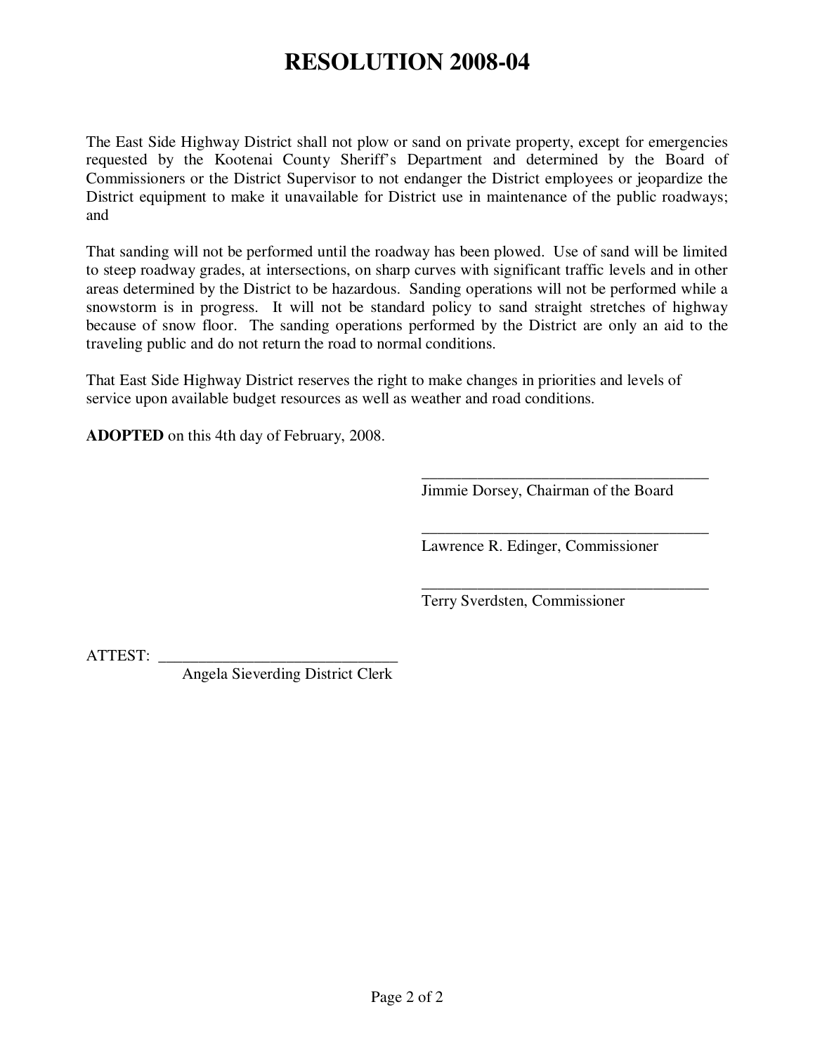# RESOLUTION 2008-04

The East Side Highway District shall not plow or sand on private property, except for emergencies requested by the Kootenai County Sheriff's Department and determined by the Board of Commissioners or the District Supervisor to not endanger the District employees or jeopardize the District equipment to make it unavailable for District use in maintenance of the public roadways; and

That sanding will not be performed until the roadway has been plowed. Use of sand will be limited to steep roadway grades, at intersections, on sharp curves with significant traffic levels and in other areas determined by the District to be hazardous. Sanding operations will not be performed while a snowstorm is in progress. It will not be standard policy to sand straight stretches of highway because of snow floor. The sanding operations performed by the District are only an aid to the traveling public and do not return the road to normal conditions.

That East Side Highway District reserves the right to make changes in priorities and levels of service upon available budget resources as well as weather and road conditions.

**ADOPTED** on this 4th day of February, 2008.

_____________________________________
Jimmie Dorsey, Chairman of the Board

_____________________________________
Lawrence R. Edinger, Commissioner

_____________________________________
Terry Sverdsten, Commissioner

ATTEST: _____________________________
Angela Sieverding District Clerk